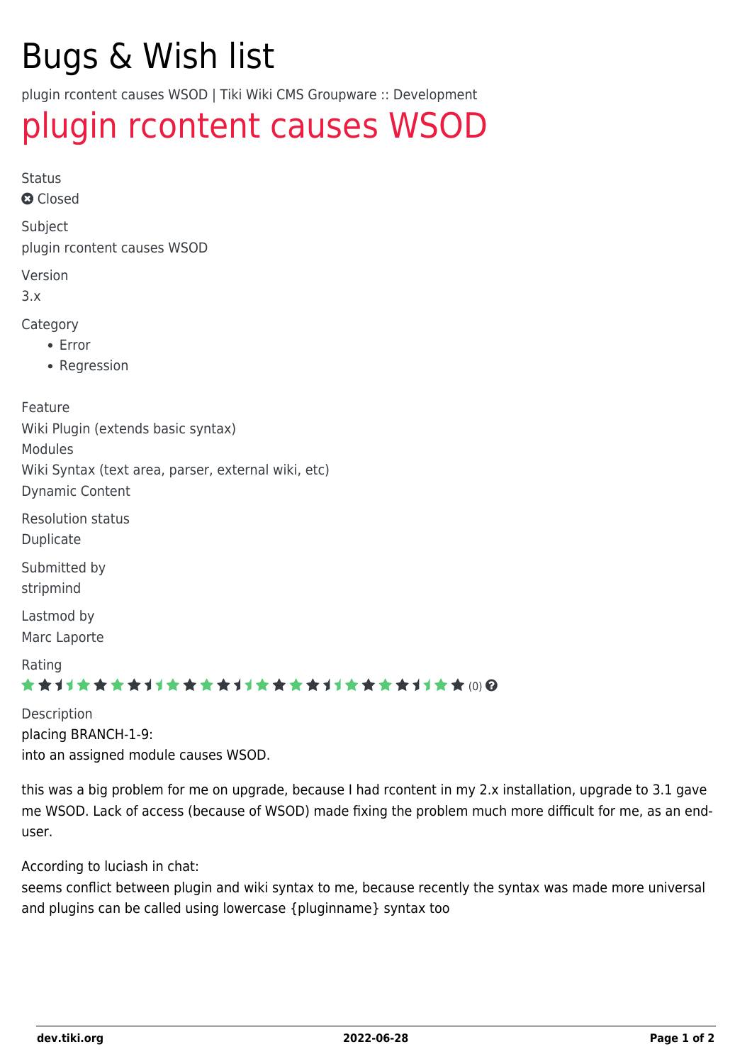# Bugs & Wish list

plugin rcontent causes WSOD | Tiki Wiki CMS Groupware :: Development

## plugin rcontent causes WSOD

Status

Closed

Subject

plugin rcontent causes WSOD

Version

3.x

Category

- Error
- Regression

Feature

Wiki Plugin (extends basic syntax)

Modules

Wiki Syntax (text area, parser, external wiki, etc)

Dynamic Content

Resolution status

Duplicate

Submitted by

stripmind

Lastmod by

Marc Laporte

Rating

(0)

Description

placing BRANCH-1-9:
into an assigned module causes WSOD.

this was a big problem for me on upgrade, because I had rcontent in my 2.x installation, upgrade to 3.1 gave me WSOD. Lack of access (because of WSOD) made fixing the problem much more difficult for me, as an end-user.

According to luciash in chat:
seems conflict between plugin and wiki syntax to me, because recently the syntax was made more universal and plugins can be called using lowercase {pluginname} syntax too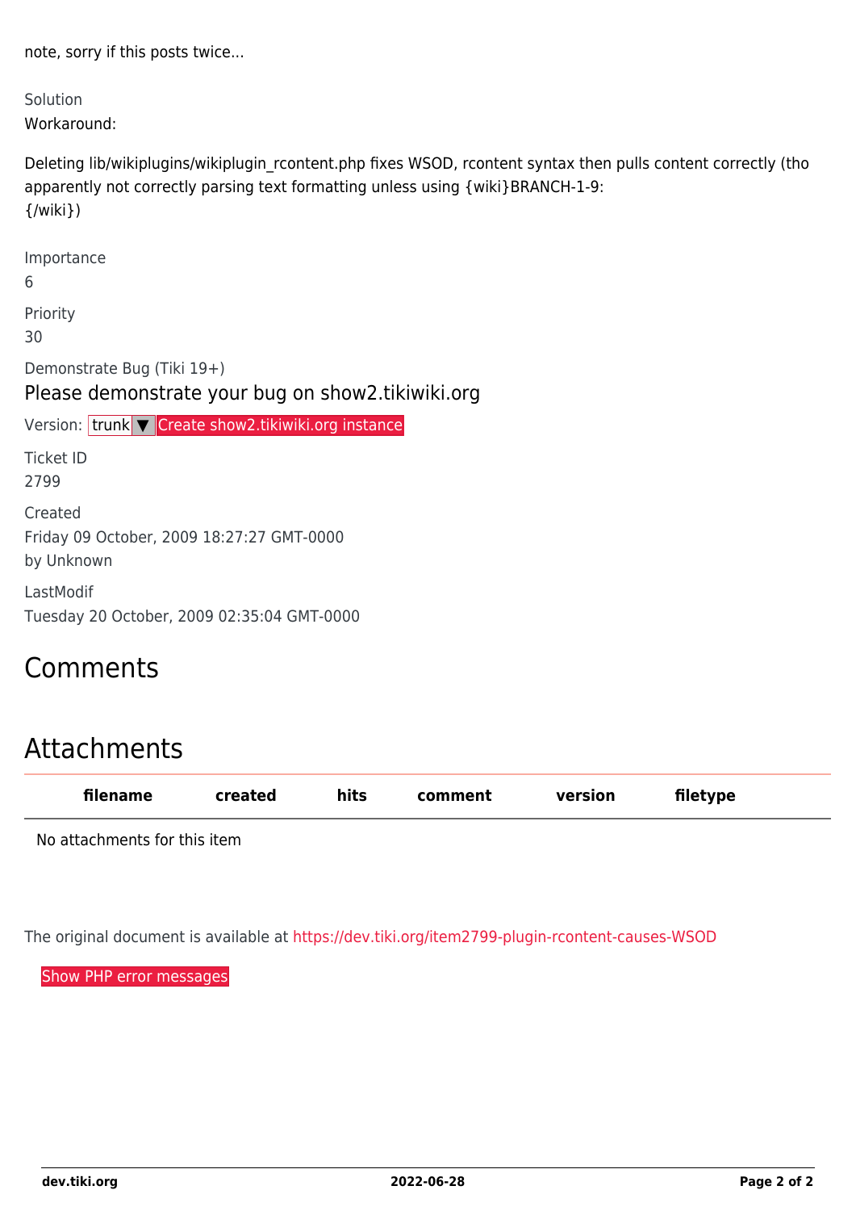note, sorry if this posts twice...

Solution

Workaround:

Deleting lib/wikiplugins/wikiplugin_rcontent.php fixes WSOD, rcontent syntax then pulls content correctly (tho apparently not correctly parsing text formatting unless using {wiki}BRANCH-1-9:
{/wiki})

Importance

6

Priority

30

Demonstrate Bug (Tiki 19+)

Please demonstrate your bug on show2.tikiwiki.org

Version: trunk ▼ Create show2.tikiwiki.org instance

Ticket ID

2799

Created

Friday 09 October, 2009 18:27:27 GMT-0000
by Unknown

LastModif

Tuesday 20 October, 2009 02:35:04 GMT-0000

## Comments

## Attachments

| filename | created | hits | comment | version | filetype |
| --- | --- | --- | --- | --- | --- |
| No attachments for this item | | | | | |

The original document is available at https://dev.tiki.org/item2799-plugin-rcontent-causes-WSOD

Show PHP error messages